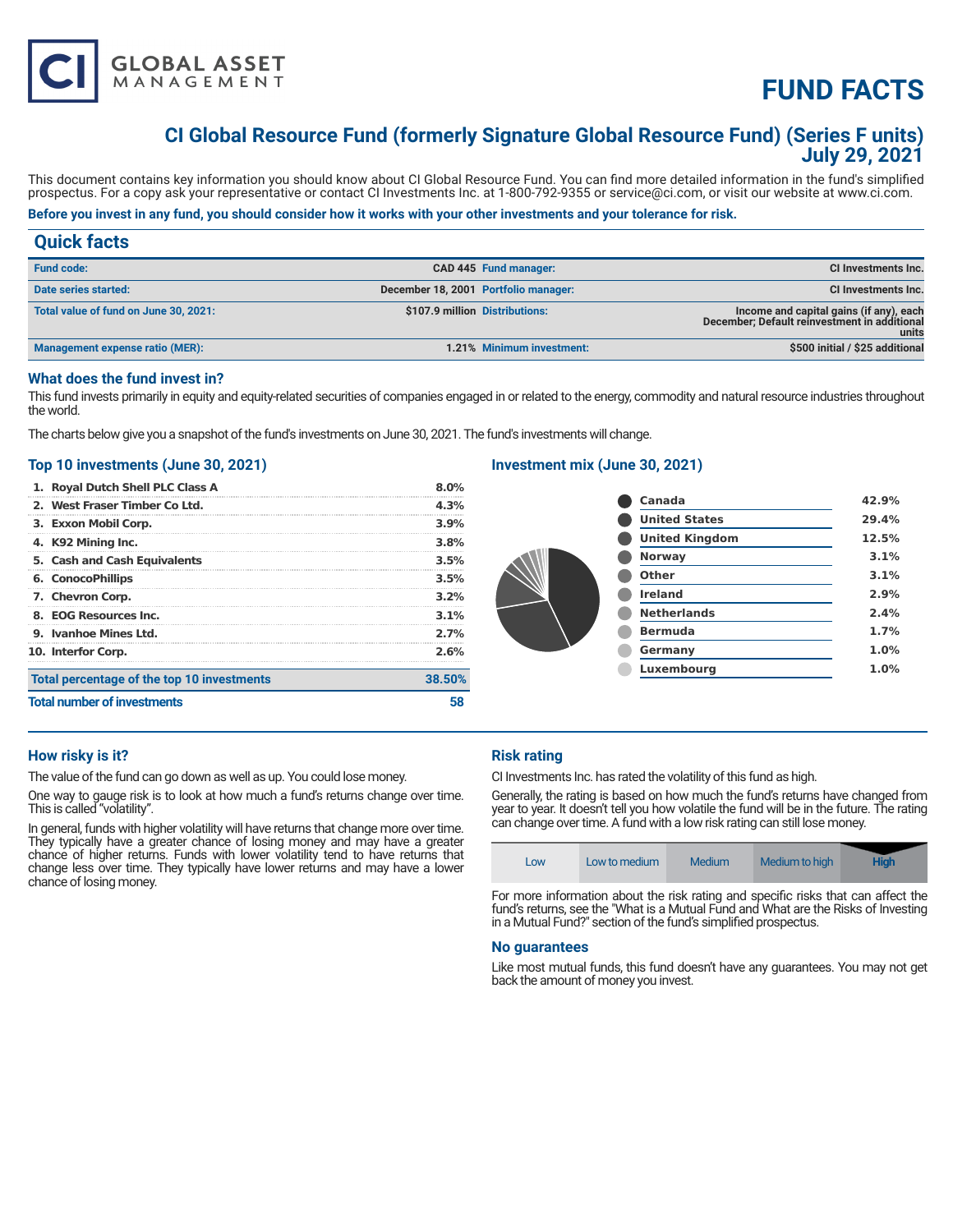# FUND FACTS

## CI Global Resource Fund (formerly Signature Global Resource Fund) (Series F units) July 29, 2021

This document contains key information you should know about CI Global Resource Fund. You can find more detailed information in the fund's simplified prospectus. For a copy ask your representative or contact CI Investments Inc. at 1-800-792-9355 or service@ci.com, or visit our website at www.ci.com.

**Before you invest in any fund, you should consider how it works with your other investments and your tolerance for risk.**

## Quick facts

| | | | |
|---|---|---|---|
| **Fund code:** | CAD 445 | **Fund manager:** | CI Investments Inc. |
| **Date series started:** | December 18, 2001 | **Portfolio manager:** | CI Investments Inc. |
| **Total value of fund on June 30, 2021:** | $107.9 million | **Distributions:** | Income and capital gains (if any), each December; Default reinvestment in additional units |
| **Management expense ratio (MER):** | 1.21% | **Minimum investment:** | $500 initial / $25 additional |

### What does the fund invest in?

This fund invests primarily in equity and equity-related securities of companies engaged in or related to the energy, commodity and natural resource industries throughout the world.

The charts below give you a snapshot of the fund's investments on June 30, 2021. The fund's investments will change.

### Top 10 investments (June 30, 2021)

| | |
|---|---|
| 1. Royal Dutch Shell PLC Class A | 8.0% |
| 2. West Fraser Timber Co Ltd. | 4.3% |
| 3. Exxon Mobil Corp. | 3.9% |
| 4. K92 Mining Inc. | 3.8% |
| 5. Cash and Cash Equivalents | 3.5% |
| 6. ConocoPhillips | 3.5% |
| 7. Chevron Corp. | 3.2% |
| 8. EOG Resources Inc. | 3.1% |
| 9. Ivanhoe Mines Ltd. | 2.7% |
| 10. Interfor Corp. | 2.6% |
| **Total percentage of the top 10 investments** | **38.50%** |
| **Total number of investments** | **58** |

### Investment mix (June 30, 2021)

Canada 42.9%
United States 29.4%
United Kingdom 12.5%
Norway 3.1%
Other 3.1%
Ireland 2.9%
Netherlands 2.4%
Bermuda 1.7%
Germany 1.0%
Luxembourg 1.0%

### How risky is it?

The value of the fund can go down as well as up. You could lose money.

One way to gauge risk is to look at how much a fund's returns change over time. This is called "volatility".

In general, funds with higher volatility will have returns that change more over time. They typically have a greater chance of losing money and may have a greater chance of higher returns. Funds with lower volatility tend to have returns that change less over time. They typically have lower returns and may have a lower chance of losing money.

### Risk rating

CI Investments Inc. has rated the volatility of this fund as high.

Generally, the rating is based on how much the fund's returns have changed from year to year. It doesn't tell you how volatile the fund will be in the future. The rating can change over time. A fund with a low risk rating can still lose money.

Low | Low to medium | Medium | Medium to high | **High**

For more information about the risk rating and specific risks that can affect the fund's returns, see the "What is a Mutual Fund and What are the Risks of Investing in a Mutual Fund?" section of the fund's simplified prospectus.

### No guarantees

Like most mutual funds, this fund doesn't have any guarantees. You may not get back the amount of money you invest.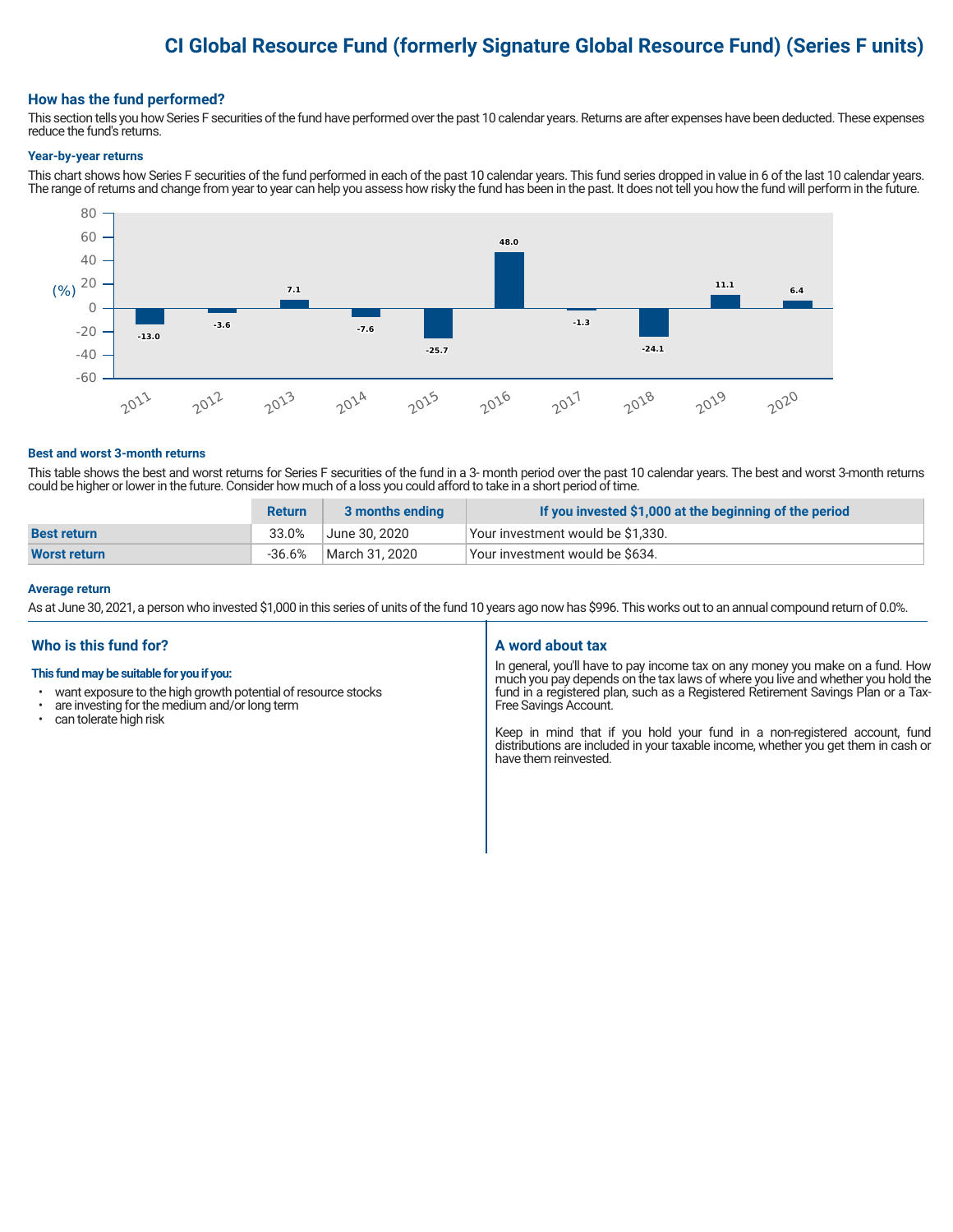# CI Global Resource Fund (formerly Signature Global Resource Fund) (Series F units)

## How has the fund performed?

This section tells you how Series F securities of the fund have performed over the past 10 calendar years. Returns are after expenses have been deducted. These expenses reduce the fund's returns.

### Year-by-year returns

This chart shows how Series F securities of the fund performed in each of the past 10 calendar years. This fund series dropped in value in 6 of the last 10 calendar years. The range of returns and change from year to year can help you assess how risky the fund has been in the past. It does not tell you how the fund will perform in the future.

(%)

80
60
40
20
0
-20
-40
-60

-13.0
-3.6
7.1
-7.6
-25.7
48.0
-1.3
-24.1
11.1
6.4

2011
2012
2013
2014
2015
2016
2017
2018
2019
2020

### Best and worst 3-month returns

This table shows the best and worst returns for Series F securities of the fund in a 3- month period over the past 10 calendar years. The best and worst 3-month returns could be higher or lower in the future. Consider how much of a loss you could afford to take in a short period of time.

| | Return | 3 months ending | If you invested $1,000 at the beginning of the period |
|---|---|---|---|
| **Best return** | 33.0% | June 30, 2020 | Your investment would be $1,330. |
| **Worst return** | -36.6% | March 31, 2020 | Your investment would be $634. |

### Average return

As at June 30, 2021, a person who invested $1,000 in this series of units of the fund 10 years ago now has $996. This works out to an annual compound return of 0.0%.

## Who is this fund for?

**This fund may be suitable for you if you:**

- want exposure to the high growth potential of resource stocks
- are investing for the medium and/or long term
- can tolerate high risk

## A word about tax

In general, you'll have to pay income tax on any money you make on a fund. How much you pay depends on the tax laws of where you live and whether you hold the fund in a registered plan, such as a Registered Retirement Savings Plan or a Tax-Free Savings Account.

Keep in mind that if you hold your fund in a non-registered account, fund distributions are included in your taxable income, whether you get them in cash or have them reinvested.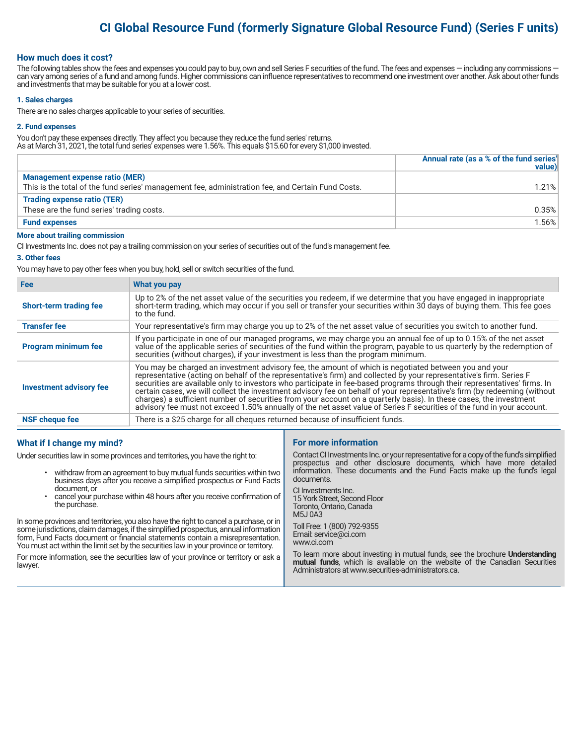# CI Global Resource Fund (formerly Signature Global Resource Fund) (Series F units)

## How much does it cost?

The following tables show the fees and expenses you could pay to buy, own and sell Series F securities of the fund. The fees and expenses — including any commissions — can vary among series of a fund and among funds. Higher commissions can influence representatives to recommend one investment over another. Ask about other funds and investments that may be suitable for you at a lower cost.

### 1. Sales charges

There are no sales charges applicable to your series of securities.

### 2. Fund expenses

You don't pay these expenses directly. They affect you because they reduce the fund series' returns.
As at March 31, 2021, the total fund series' expenses were 1.56%. This equals $15.60 for every $1,000 invested.

| | Annual rate (as a % of the fund series' value) |
|---|---|
| **Management expense ratio (MER)**<br>This is the total of the fund series' management fee, administration fee, and Certain Fund Costs. | 1.21% |
| **Trading expense ratio (TER)**<br>These are the fund series' trading costs. | 0.35% |
| **Fund expenses** | 1.56% |

**More about trailing commission**

CI Investments Inc. does not pay a trailing commission on your series of securities out of the fund's management fee.

### 3. Other fees

You may have to pay other fees when you buy, hold, sell or switch securities of the fund.

| Fee | What you pay |
|---|---|
| **Short-term trading fee** | Up to 2% of the net asset value of the securities you redeem, if we determine that you have engaged in inappropriate short-term trading, which may occur if you sell or transfer your securities within 30 days of buying them. This fee goes to the fund. |
| **Transfer fee** | Your representative's firm may charge you up to 2% of the net asset value of securities you switch to another fund. |
| **Program minimum fee** | If you participate in one of our managed programs, we may charge you an annual fee of up to 0.15% of the net asset value of the applicable series of securities of the fund within the program, payable to us quarterly by the redemption of securities (without charges), if your investment is less than the program minimum. |
| **Investment advisory fee** | You may be charged an investment advisory fee, the amount of which is negotiated between you and your representative (acting on behalf of the representative's firm) and collected by your representative's firm. Series F securities are available only to investors who participate in fee-based programs through their representatives' firms. In certain cases, we will collect the investment advisory fee on behalf of your representative's firm (by redeeming (without charges) a sufficient number of securities from your account on a quarterly basis). In these cases, the investment advisory fee must not exceed 1.50% annually of the net asset value of Series F securities of the fund in your account. |
| **NSF cheque fee** | There is a $25 charge for all cheques returned because of insufficient funds. |

## What if I change my mind?

Under securities law in some provinces and territories, you have the right to:

- withdraw from an agreement to buy mutual funds securities within two business days after you receive a simplified prospectus or Fund Facts document, or
- cancel your purchase within 48 hours after you receive confirmation of the purchase.

In some provinces and territories, you also have the right to cancel a purchase, or in some jurisdictions, claim damages, if the simplified prospectus, annual information form, Fund Facts document or financial statements contain a misrepresentation. You must act within the limit set by the securities law in your province or territory.

For more information, see the securities law of your province or territory or ask a lawyer.

## For more information

Contact CI Investments Inc. or your representative for a copy of the fund's simplified prospectus and other disclosure documents, which have more detailed information. These documents and the Fund Facts make up the fund's legal documents.

CI Investments Inc.
15 York Street, Second Floor
Toronto, Ontario, Canada
M5J 0A3

Toll Free: 1 (800) 792-9355
Email: service@ci.com
www.ci.com

To learn more about investing in mutual funds, see the brochure **Understanding mutual funds**, which is available on the website of the Canadian Securities Administrators at www.securities-administrators.ca.